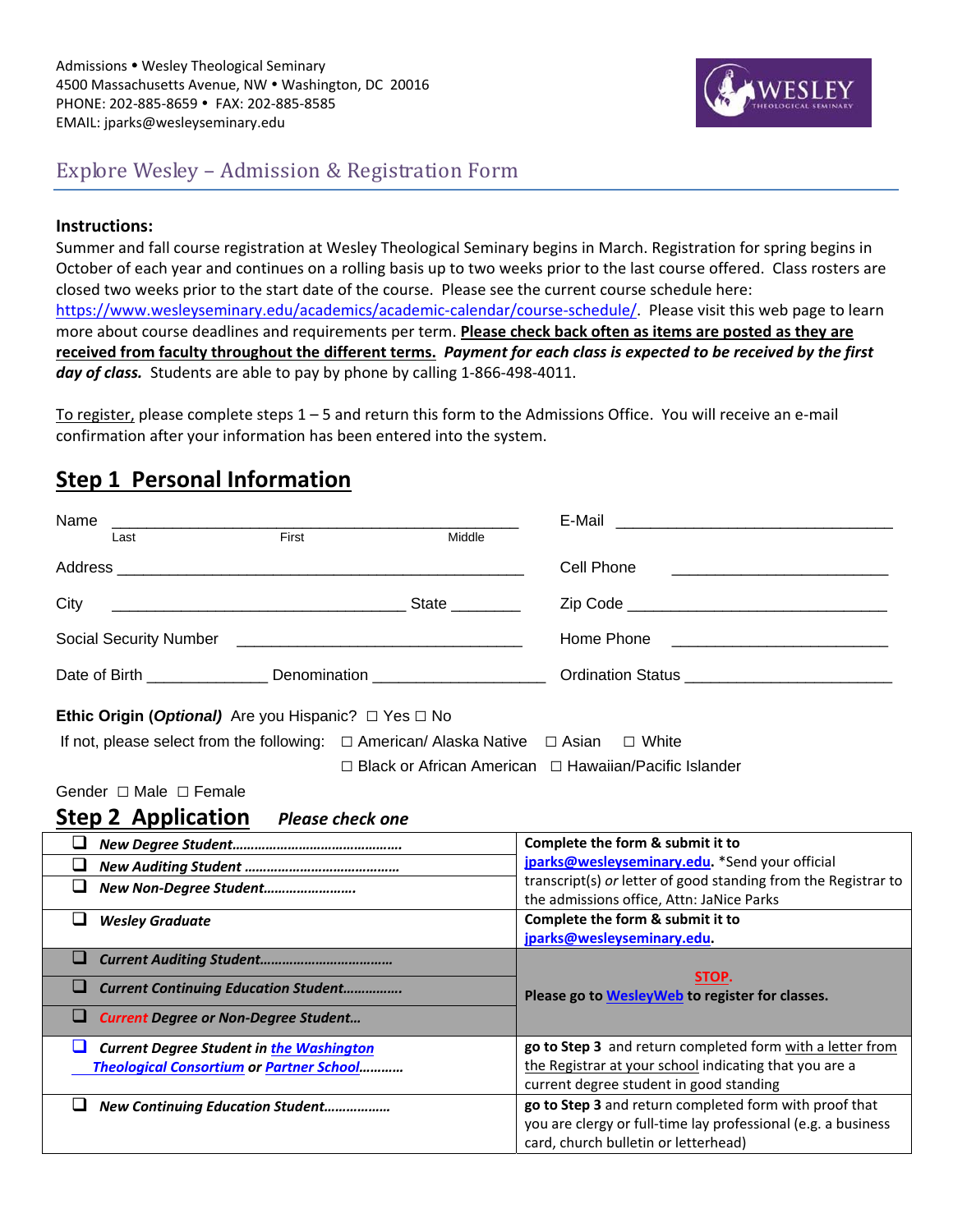Admissions • Wesley Theological Seminary
4500 Massachusetts Avenue, NW • Washington, DC 20016
PHONE: 202-885-8659 • FAX: 202-885-8585
EMAIL: jparks@wesleyseminary.edu

WESLEY THEOLOGICAL SEMINARY

# Explore Wesley – Admission & Registration Form

**Instructions:**
Summer and fall course registration at Wesley Theological Seminary begins in March. Registration for spring begins in October of each year and continues on a rolling basis up to two weeks prior to the last course offered. Class rosters are closed two weeks prior to the start date of the course. Please see the current course schedule here: https://www.wesleyseminary.edu/academics/academic-calendar/course-schedule/. Please visit this web page to learn more about course deadlines and requirements per term. **Please check back often as items are posted as they are received from faculty throughout the different terms.** ***Payment for each class is expected to be received by the first day of class.*** Students are able to pay by phone by calling 1-866-498-4011.

To register, please complete steps 1 – 5 and return this form to the Admissions Office. You will receive an e-mail confirmation after your information has been entered into the system.

## Step 1 Personal Information

Name _______________________________________________ E-Mail ______________________________
Last First Middle

Address _____________________________________________ Cell Phone ________________________

City ________________________________ State ________ Zip Code _____________________________

Social Security Number _______________________________ Home Phone ________________________

Date of Birth _____________ Denomination __________________ Ordination Status _______________________

**Ethic Origin (*Optional*)** Are you Hispanic? ☐ Yes ☐ No

If not, please select from the following: ☐ American/ Alaska Native ☐ Asian ☐ White ☐ Black or African American ☐ Hawaiian/Pacific Islander

Gender ☐ Male ☐ Female

## Step 2 Application ***Please check one***

| | |
|---|---|
| ❑ ***New Degree Student……………………………………*** <br> ❑ ***New Auditing Student …………………………………*** <br> ❑ ***New Non-Degree Student……………………*** | **Complete the form & submit it to jparks@wesleyseminary.edu.** *Send your official transcript(s) *or* letter of good standing from the Registrar to the admissions office, Attn: JaNice Parks |
| ❑ ***Wesley Graduate*** | **Complete the form & submit it to jparks@wesleyseminary.edu.** |
| ❑ ***Current Auditing Student………………………………*** <br> ❑ ***Current Continuing Education Student……………*** <br> ❑ ***Current Degree or Non-Degree Student…*** | **STOP.** <br> **Please go to WesleyWeb to register for classes.** |
| ❑ ***Current Degree Student in the Washington Theological Consortium or Partner School…………*** | **go to Step 3** and return completed form with a letter from the Registrar at your school indicating that you are a current degree student in good standing |
| ❑ ***New Continuing Education Student………………*** | **go to Step 3** and return completed form with proof that you are clergy or full-time lay professional (e.g. a business card, church bulletin or letterhead) |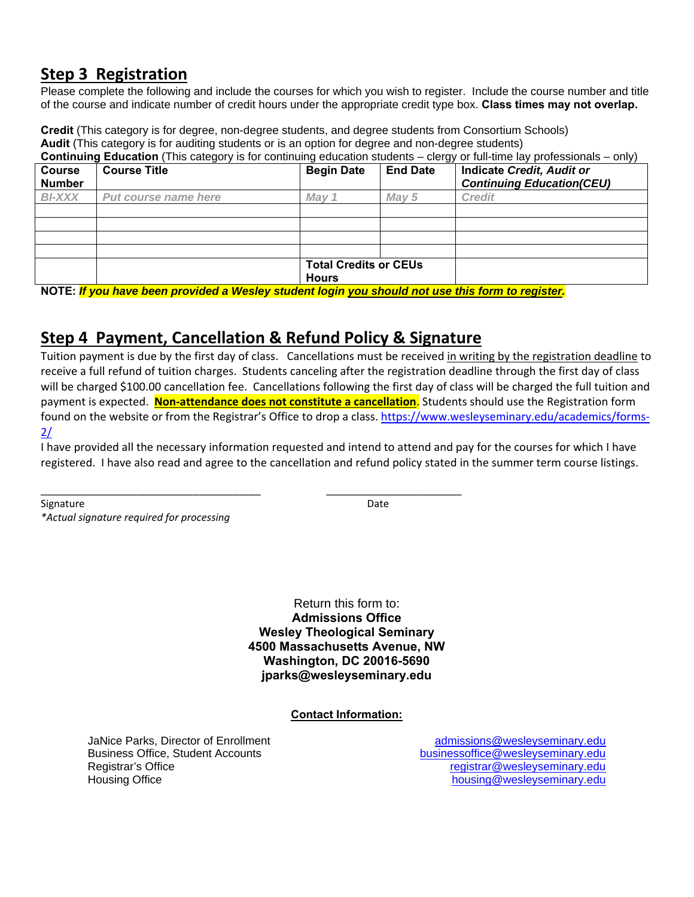## Step 3 Registration

Please complete the following and include the courses for which you wish to register. Include the course number and title of the course and indicate number of credit hours under the appropriate credit type box. **Class times may not overlap.**

**Credit** (This category is for degree, non-degree students, and degree students from Consortium Schools)
**Audit** (This category is for auditing students or is an option for degree and non-degree students)
**Continuing Education** (This category is for continuing education students – clergy or full-time lay professionals – only)

| Course Number | Course Title | Begin Date | End Date | Indicate *Credit, Audit or Continuing Education(CEU)* |
|---|---|---|---|---|
| *BI-XXX* | *Put course name here* | *May 1* | *May 5* | *Credit* |
| | | | | |
| | | | | |
| | | | | |
| | | | | |
| | | **Total Credits or CEUs Hours** | | |

**NOTE:** ***If you have been provided a Wesley student login you should not use this form to register.***

## Step 4 Payment, Cancellation & Refund Policy & Signature

Tuition payment is due by the first day of class. Cancellations must be received in writing by the registration deadline to receive a full refund of tuition charges. Students canceling after the registration deadline through the first day of class will be charged $100.00 cancellation fee. Cancellations following the first day of class will be charged the full tuition and payment is expected. **Non-attendance does not constitute a cancellation**. Students should use the Registration form found on the website or from the Registrar's Office to drop a class. https://www.wesleyseminary.edu/academics/forms-2/

I have provided all the necessary information requested and intend to attend and pay for the courses for which I have registered. I have also read and agree to the cancellation and refund policy stated in the summer term course listings.

_____________________________________ _______________________

Signature Date

*\*Actual signature required for processing*

Return this form to:
**Admissions Office**
**Wesley Theological Seminary**
**4500 Massachusetts Avenue, NW**
**Washington, DC 20016-5690**
**jparks@wesleyseminary.edu**

**Contact Information:**

JaNice Parks, Director of Enrollment — admissions@wesleyseminary.edu
Business Office, Student Accounts — businessoffice@wesleyseminary.edu
Registrar's Office — registrar@wesleyseminary.edu
Housing Office — housing@wesleyseminary.edu